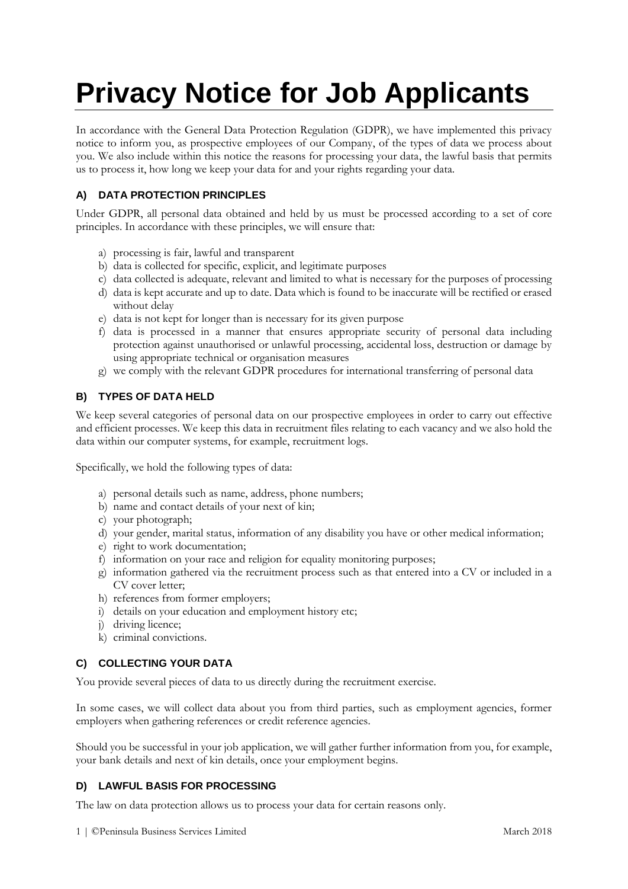# Privacy Notice for Job Applicants

In accordance with the General Data Protection Regulation (GDPR), we have implemented this privacy notice to inform you, as prospective employees of our Company, of the types of data we process about you. We also include within this notice the reasons for processing your data, the lawful basis that permits us to process it, how long we keep your data for and your rights regarding your data.

## A) DATA PROTECTION PRINCIPLES

Under GDPR, all personal data obtained and held by us must be processed according to a set of core principles. In accordance with these principles, we will ensure that:

a) processing is fair, lawful and transparent
b) data is collected for specific, explicit, and legitimate purposes
c) data collected is adequate, relevant and limited to what is necessary for the purposes of processing
d) data is kept accurate and up to date. Data which is found to be inaccurate will be rectified or erased without delay
e) data is not kept for longer than is necessary for its given purpose
f) data is processed in a manner that ensures appropriate security of personal data including protection against unauthorised or unlawful processing, accidental loss, destruction or damage by using appropriate technical or organisation measures
g) we comply with the relevant GDPR procedures for international transferring of personal data

## B) TYPES OF DATA HELD

We keep several categories of personal data on our prospective employees in order to carry out effective and efficient processes. We keep this data in recruitment files relating to each vacancy and we also hold the data within our computer systems, for example, recruitment logs.

Specifically, we hold the following types of data:

a) personal details such as name, address, phone numbers;
b) name and contact details of your next of kin;
c) your photograph;
d) your gender, marital status, information of any disability you have or other medical information;
e) right to work documentation;
f) information on your race and religion for equality monitoring purposes;
g) information gathered via the recruitment process such as that entered into a CV or included in a CV cover letter;
h) references from former employers;
i) details on your education and employment history etc;
j) driving licence;
k) criminal convictions.

## C) COLLECTING YOUR DATA

You provide several pieces of data to us directly during the recruitment exercise.

In some cases, we will collect data about you from third parties, such as employment agencies, former employers when gathering references or credit reference agencies.

Should you be successful in your job application, we will gather further information from you, for example, your bank details and next of kin details, once your employment begins.

## D) LAWFUL BASIS FOR PROCESSING

The law on data protection allows us to process your data for certain reasons only.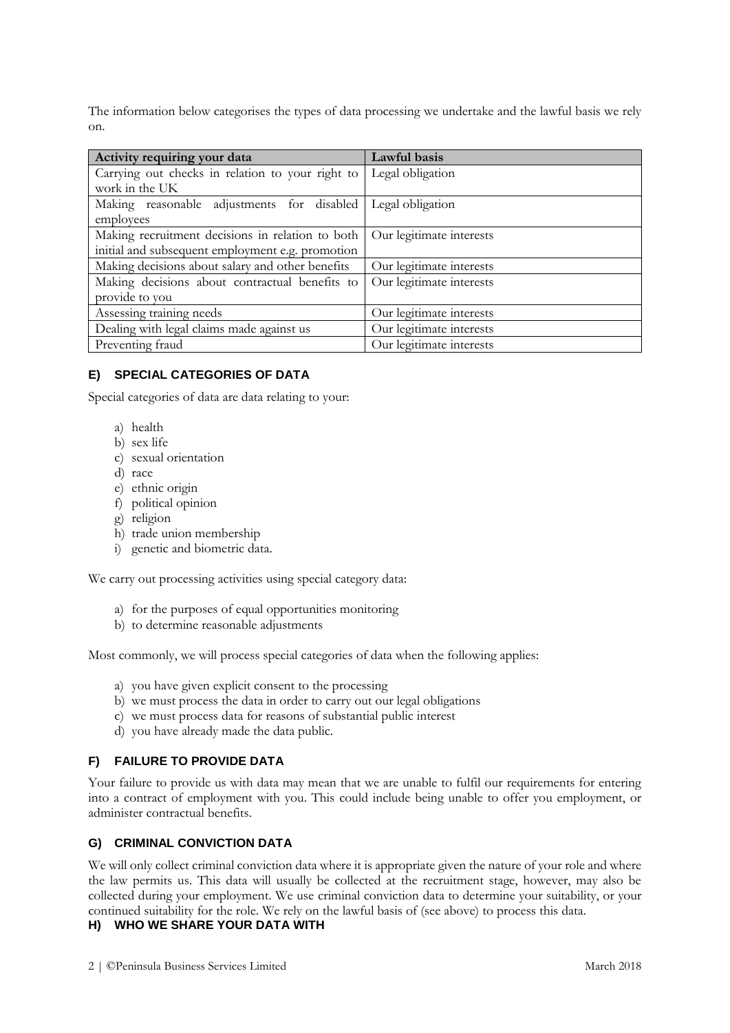The information below categorises the types of data processing we undertake and the lawful basis we rely on.

| Activity requiring your data | Lawful basis |
| --- | --- |
| Carrying out checks in relation to your right to work in the UK | Legal obligation |
| Making reasonable adjustments for disabled employees | Legal obligation |
| Making recruitment decisions in relation to both initial and subsequent employment e.g. promotion | Our legitimate interests |
| Making decisions about salary and other benefits | Our legitimate interests |
| Making decisions about contractual benefits to provide to you | Our legitimate interests |
| Assessing training needs | Our legitimate interests |
| Dealing with legal claims made against us | Our legitimate interests |
| Preventing fraud | Our legitimate interests |

## E) SPECIAL CATEGORIES OF DATA

Special categories of data are data relating to your:

a) health
b) sex life
c) sexual orientation
d) race
e) ethnic origin
f) political opinion
g) religion
h) trade union membership
i) genetic and biometric data.

We carry out processing activities using special category data:

a) for the purposes of equal opportunities monitoring
b) to determine reasonable adjustments

Most commonly, we will process special categories of data when the following applies:

a) you have given explicit consent to the processing
b) we must process the data in order to carry out our legal obligations
c) we must process data for reasons of substantial public interest
d) you have already made the data public.

## F) FAILURE TO PROVIDE DATA

Your failure to provide us with data may mean that we are unable to fulfil our requirements for entering into a contract of employment with you. This could include being unable to offer you employment, or administer contractual benefits.

## G) CRIMINAL CONVICTION DATA

We will only collect criminal conviction data where it is appropriate given the nature of your role and where the law permits us. This data will usually be collected at the recruitment stage, however, may also be collected during your employment. We use criminal conviction data to determine your suitability, or your continued suitability for the role. We rely on the lawful basis of (see above) to process this data.

## H) WHO WE SHARE YOUR DATA WITH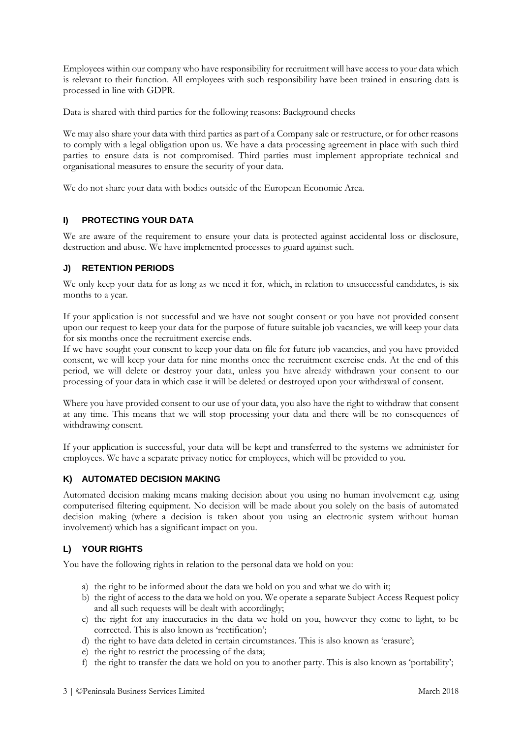Employees within our company who have responsibility for recruitment will have access to your data which is relevant to their function. All employees with such responsibility have been trained in ensuring data is processed in line with GDPR.

Data is shared with third parties for the following reasons: Background checks

We may also share your data with third parties as part of a Company sale or restructure, or for other reasons to comply with a legal obligation upon us. We have a data processing agreement in place with such third parties to ensure data is not compromised. Third parties must implement appropriate technical and organisational measures to ensure the security of your data.

We do not share your data with bodies outside of the European Economic Area.

## I) PROTECTING YOUR DATA

We are aware of the requirement to ensure your data is protected against accidental loss or disclosure, destruction and abuse. We have implemented processes to guard against such.

## J) RETENTION PERIODS

We only keep your data for as long as we need it for, which, in relation to unsuccessful candidates, is six months to a year.

If your application is not successful and we have not sought consent or you have not provided consent upon our request to keep your data for the purpose of future suitable job vacancies, we will keep your data for six months once the recruitment exercise ends.
If we have sought your consent to keep your data on file for future job vacancies, and you have provided consent, we will keep your data for nine months once the recruitment exercise ends. At the end of this period, we will delete or destroy your data, unless you have already withdrawn your consent to our processing of your data in which case it will be deleted or destroyed upon your withdrawal of consent.

Where you have provided consent to our use of your data, you also have the right to withdraw that consent at any time. This means that we will stop processing your data and there will be no consequences of withdrawing consent.

If your application is successful, your data will be kept and transferred to the systems we administer for employees. We have a separate privacy notice for employees, which will be provided to you.

## K) AUTOMATED DECISION MAKING

Automated decision making means making decision about you using no human involvement e.g. using computerised filtering equipment. No decision will be made about you solely on the basis of automated decision making (where a decision is taken about you using an electronic system without human involvement) which has a significant impact on you.

## L) YOUR RIGHTS

You have the following rights in relation to the personal data we hold on you:

a) the right to be informed about the data we hold on you and what we do with it;
b) the right of access to the data we hold on you. We operate a separate Subject Access Request policy and all such requests will be dealt with accordingly;
c) the right for any inaccuracies in the data we hold on you, however they come to light, to be corrected. This is also known as 'rectification';
d) the right to have data deleted in certain circumstances. This is also known as 'erasure';
e) the right to restrict the processing of the data;
f) the right to transfer the data we hold on you to another party. This is also known as 'portability';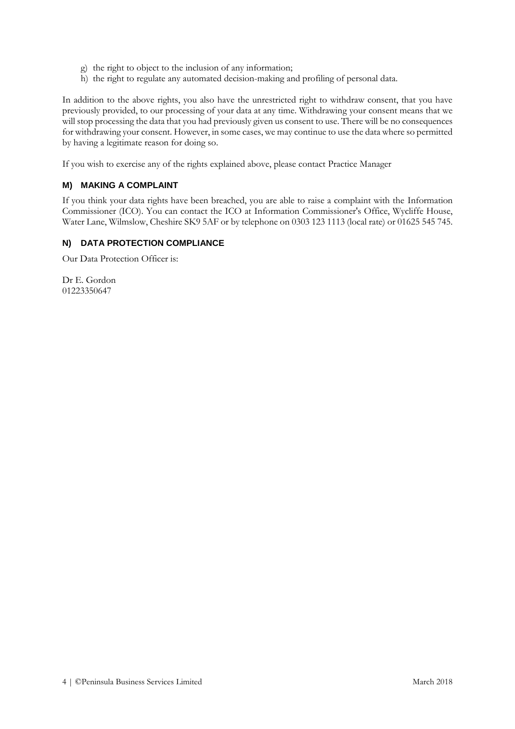g) the right to object to the inclusion of any information;
h) the right to regulate any automated decision-making and profiling of personal data.

In addition to the above rights, you also have the unrestricted right to withdraw consent, that you have previously provided, to our processing of your data at any time. Withdrawing your consent means that we will stop processing the data that you had previously given us consent to use. There will be no consequences for withdrawing your consent. However, in some cases, we may continue to use the data where so permitted by having a legitimate reason for doing so.

If you wish to exercise any of the rights explained above, please contact Practice Manager

## M) MAKING A COMPLAINT

If you think your data rights have been breached, you are able to raise a complaint with the Information Commissioner (ICO). You can contact the ICO at Information Commissioner's Office, Wycliffe House, Water Lane, Wilmslow, Cheshire SK9 5AF or by telephone on 0303 123 1113 (local rate) or 01625 545 745.

## N) DATA PROTECTION COMPLIANCE

Our Data Protection Officer is:

Dr E. Gordon
01223350647